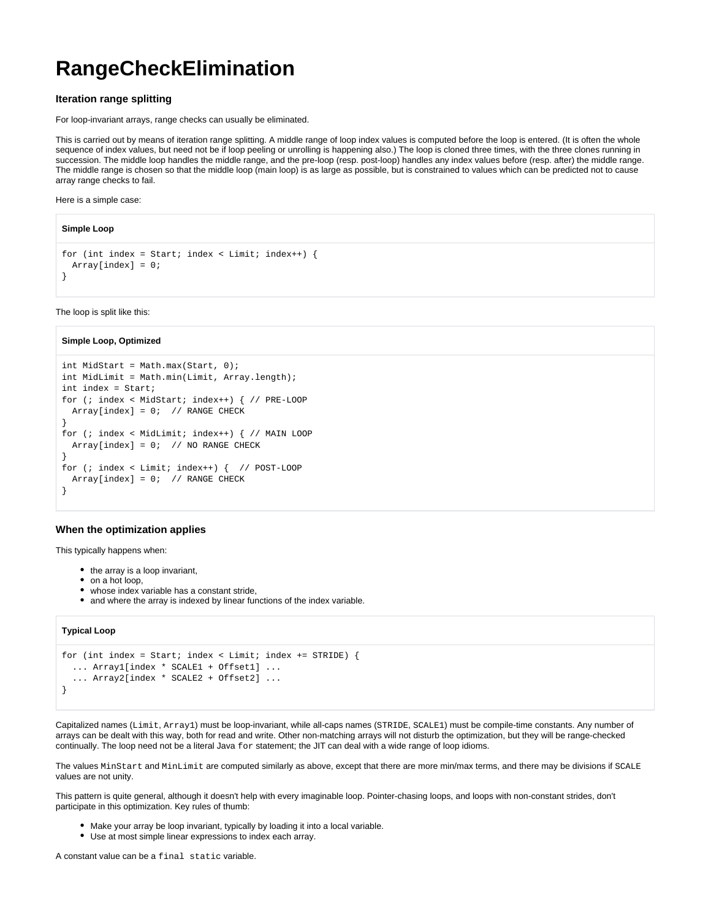# RangeCheckElimination

### Iteration range splitting

For loop-invariant arrays, range checks can usually be eliminated.

This is carried out by means of iteration range splitting. A middle range of loop index values is computed before the loop is entered. (It is often the whole sequence of index values, but need not be if loop peeling or unrolling is happening also.) The loop is cloned three times, with the three clones running in succession. The middle loop handles the middle range, and the pre-loop (resp. post-loop) handles any index values before (resp. after) the middle range. The middle range is chosen so that the middle loop (main loop) is as large as possible, but is constrained to values which can be predicted not to cause array range checks to fail.

Here is a simple case:

**Simple Loop**

```
for (int index = Start; index < Limit; index++) {
  Array[index] = 0;
}
```

The loop is split like this:

**Simple Loop, Optimized**

```
int MidStart = Math.max(Start, 0);
int MidLimit = Math.min(Limit, Array.length);
int index = Start;
for (; index < MidStart; index++) { // PRE-LOOP
  Array[index] = 0;  // RANGE CHECK
}
for (; index < MidLimit; index++) { // MAIN LOOP
  Array[index] = 0;  // NO RANGE CHECK
}
for (; index < Limit; index++) {  // POST-LOOP
  Array[index] = 0;  // RANGE CHECK
}
```

### When the optimization applies

This typically happens when:

- the array is a loop invariant,
- on a hot loop,
- whose index variable has a constant stride,
- and where the array is indexed by linear functions of the index variable.

**Typical Loop**

```
for (int index = Start; index < Limit; index += STRIDE) {
  ... Array1[index * SCALE1 + Offset1] ...
  ... Array2[index * SCALE2 + Offset2] ...
}
```

Capitalized names (`Limit`, `Array1`) must be loop-invariant, while all-caps names (`STRIDE`, `SCALE1`) must be compile-time constants. Any number of arrays can be dealt with this way, both for read and write. Other non-matching arrays will not disturb the optimization, but they will be range-checked continually. The loop need not be a literal Java `for` statement; the JIT can deal with a wide range of loop idioms.

The values `MinStart` and `MinLimit` are computed similarly as above, except that there are more min/max terms, and there may be divisions if `SCALE` values are not unity.

This pattern is quite general, although it doesn't help with every imaginable loop. Pointer-chasing loops, and loops with non-constant strides, don't participate in this optimization. Key rules of thumb:

- Make your array be loop invariant, typically by loading it into a local variable.
- Use at most simple linear expressions to index each array.

A constant value can be a `final static` variable.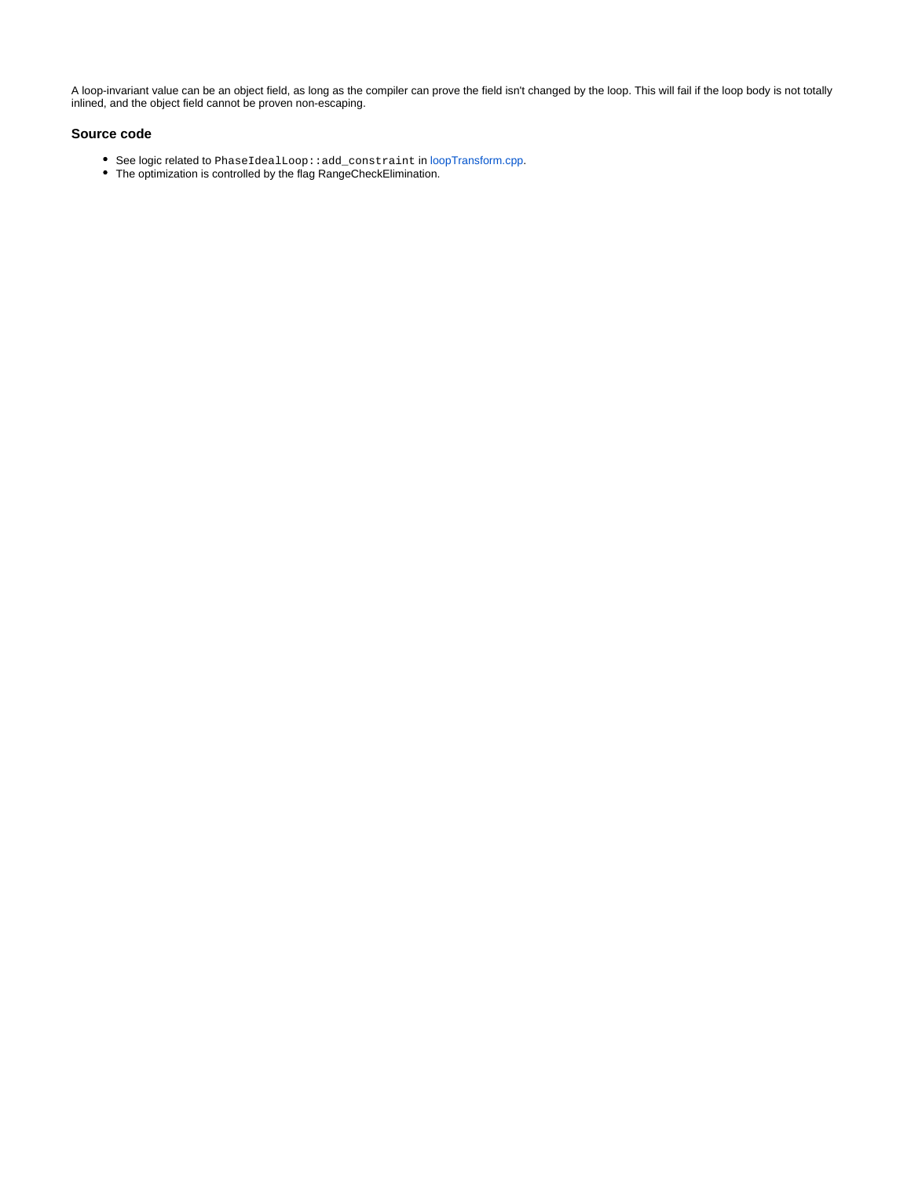A loop-invariant value can be an object field, as long as the compiler can prove the field isn't changed by the loop. This will fail if the loop body is not totally inlined, and the object field cannot be proven non-escaping.

### Source code

- See logic related to `PhaseIdealLoop::add_constraint` in loopTransform.cpp.
- The optimization is controlled by the flag RangeCheckElimination.